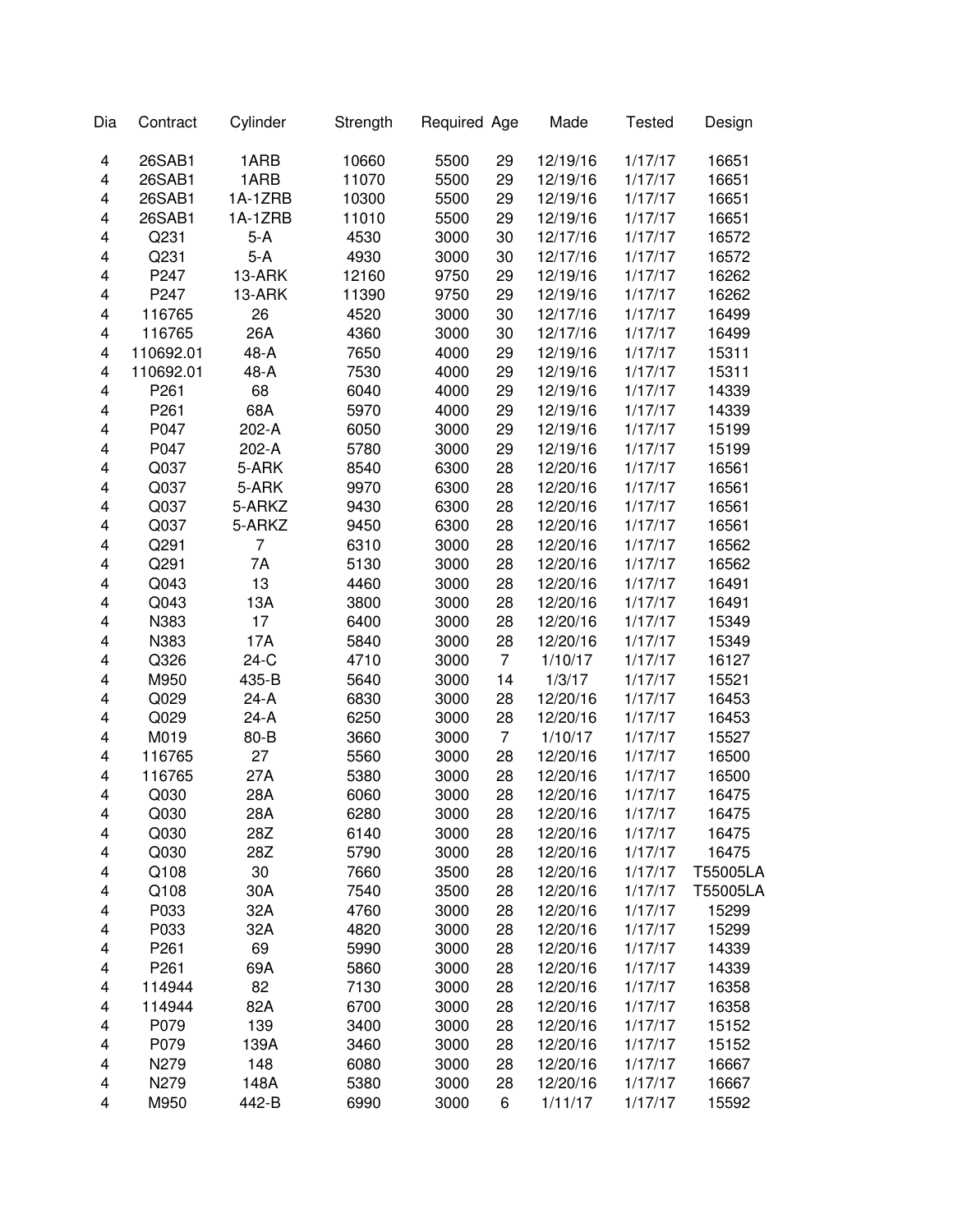| Dia | Contract | Cylinder | Strength | Required | Age | Made | Tested | Design |
|---|---|---|---|---|---|---|---|---|
| 4 | 26SAB1 | 1ARB | 10660 | 5500 | 29 | 12/19/16 | 1/17/17 | 16651 |
| 4 | 26SAB1 | 1ARB | 11070 | 5500 | 29 | 12/19/16 | 1/17/17 | 16651 |
| 4 | 26SAB1 | 1A-1ZRB | 10300 | 5500 | 29 | 12/19/16 | 1/17/17 | 16651 |
| 4 | 26SAB1 | 1A-1ZRB | 11010 | 5500 | 29 | 12/19/16 | 1/17/17 | 16651 |
| 4 | Q231 | 5-A | 4530 | 3000 | 30 | 12/17/16 | 1/17/17 | 16572 |
| 4 | Q231 | 5-A | 4930 | 3000 | 30 | 12/17/16 | 1/17/17 | 16572 |
| 4 | P247 | 13-ARK | 12160 | 9750 | 29 | 12/19/16 | 1/17/17 | 16262 |
| 4 | P247 | 13-ARK | 11390 | 9750 | 29 | 12/19/16 | 1/17/17 | 16262 |
| 4 | 116765 | 26 | 4520 | 3000 | 30 | 12/17/16 | 1/17/17 | 16499 |
| 4 | 116765 | 26A | 4360 | 3000 | 30 | 12/17/16 | 1/17/17 | 16499 |
| 4 | 110692.01 | 48-A | 7650 | 4000 | 29 | 12/19/16 | 1/17/17 | 15311 |
| 4 | 110692.01 | 48-A | 7530 | 4000 | 29 | 12/19/16 | 1/17/17 | 15311 |
| 4 | P261 | 68 | 6040 | 4000 | 29 | 12/19/16 | 1/17/17 | 14339 |
| 4 | P261 | 68A | 5970 | 4000 | 29 | 12/19/16 | 1/17/17 | 14339 |
| 4 | P047 | 202-A | 6050 | 3000 | 29 | 12/19/16 | 1/17/17 | 15199 |
| 4 | P047 | 202-A | 5780 | 3000 | 29 | 12/19/16 | 1/17/17 | 15199 |
| 4 | Q037 | 5-ARK | 8540 | 6300 | 28 | 12/20/16 | 1/17/17 | 16561 |
| 4 | Q037 | 5-ARK | 9970 | 6300 | 28 | 12/20/16 | 1/17/17 | 16561 |
| 4 | Q037 | 5-ARKZ | 9430 | 6300 | 28 | 12/20/16 | 1/17/17 | 16561 |
| 4 | Q037 | 5-ARKZ | 9450 | 6300 | 28 | 12/20/16 | 1/17/17 | 16561 |
| 4 | Q291 | 7 | 6310 | 3000 | 28 | 12/20/16 | 1/17/17 | 16562 |
| 4 | Q291 | 7A | 5130 | 3000 | 28 | 12/20/16 | 1/17/17 | 16562 |
| 4 | Q043 | 13 | 4460 | 3000 | 28 | 12/20/16 | 1/17/17 | 16491 |
| 4 | Q043 | 13A | 3800 | 3000 | 28 | 12/20/16 | 1/17/17 | 16491 |
| 4 | N383 | 17 | 6400 | 3000 | 28 | 12/20/16 | 1/17/17 | 15349 |
| 4 | N383 | 17A | 5840 | 3000 | 28 | 12/20/16 | 1/17/17 | 15349 |
| 4 | Q326 | 24-C | 4710 | 3000 | 7 | 1/10/17 | 1/17/17 | 16127 |
| 4 | M950 | 435-B | 5640 | 3000 | 14 | 1/3/17 | 1/17/17 | 15521 |
| 4 | Q029 | 24-A | 6830 | 3000 | 28 | 12/20/16 | 1/17/17 | 16453 |
| 4 | Q029 | 24-A | 6250 | 3000 | 28 | 12/20/16 | 1/17/17 | 16453 |
| 4 | M019 | 80-B | 3660 | 3000 | 7 | 1/10/17 | 1/17/17 | 15527 |
| 4 | 116765 | 27 | 5560 | 3000 | 28 | 12/20/16 | 1/17/17 | 16500 |
| 4 | 116765 | 27A | 5380 | 3000 | 28 | 12/20/16 | 1/17/17 | 16500 |
| 4 | Q030 | 28A | 6060 | 3000 | 28 | 12/20/16 | 1/17/17 | 16475 |
| 4 | Q030 | 28A | 6280 | 3000 | 28 | 12/20/16 | 1/17/17 | 16475 |
| 4 | Q030 | 28Z | 6140 | 3000 | 28 | 12/20/16 | 1/17/17 | 16475 |
| 4 | Q030 | 28Z | 5790 | 3000 | 28 | 12/20/16 | 1/17/17 | 16475 |
| 4 | Q108 | 30 | 7660 | 3500 | 28 | 12/20/16 | 1/17/17 | T55005LA |
| 4 | Q108 | 30A | 7540 | 3500 | 28 | 12/20/16 | 1/17/17 | T55005LA |
| 4 | P033 | 32A | 4760 | 3000 | 28 | 12/20/16 | 1/17/17 | 15299 |
| 4 | P033 | 32A | 4820 | 3000 | 28 | 12/20/16 | 1/17/17 | 15299 |
| 4 | P261 | 69 | 5990 | 3000 | 28 | 12/20/16 | 1/17/17 | 14339 |
| 4 | P261 | 69A | 5860 | 3000 | 28 | 12/20/16 | 1/17/17 | 14339 |
| 4 | 114944 | 82 | 7130 | 3000 | 28 | 12/20/16 | 1/17/17 | 16358 |
| 4 | 114944 | 82A | 6700 | 3000 | 28 | 12/20/16 | 1/17/17 | 16358 |
| 4 | P079 | 139 | 3400 | 3000 | 28 | 12/20/16 | 1/17/17 | 15152 |
| 4 | P079 | 139A | 3460 | 3000 | 28 | 12/20/16 | 1/17/17 | 15152 |
| 4 | N279 | 148 | 6080 | 3000 | 28 | 12/20/16 | 1/17/17 | 16667 |
| 4 | N279 | 148A | 5380 | 3000 | 28 | 12/20/16 | 1/17/17 | 16667 |
| 4 | M950 | 442-B | 6990 | 3000 | 6 | 1/11/17 | 1/17/17 | 15592 |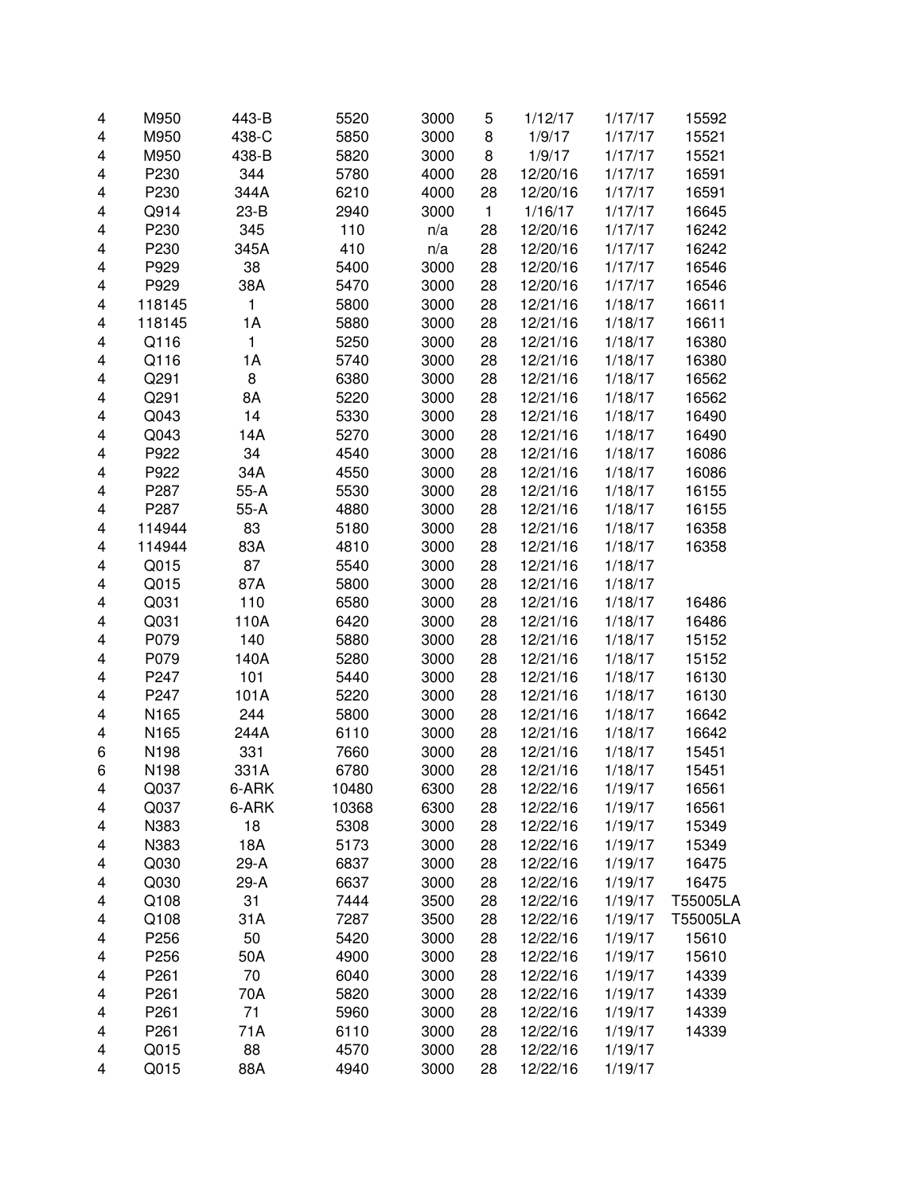|   |   |   |   |   |   |   |   |   |
|---|---|---|---|---|---|---|---|---|
| 4 | M950 | 443-B | 5520 | 3000 | 5 | 1/12/17 | 1/17/17 | 15592 |
| 4 | M950 | 438-C | 5850 | 3000 | 8 | 1/9/17 | 1/17/17 | 15521 |
| 4 | M950 | 438-B | 5820 | 3000 | 8 | 1/9/17 | 1/17/17 | 15521 |
| 4 | P230 | 344 | 5780 | 4000 | 28 | 12/20/16 | 1/17/17 | 16591 |
| 4 | P230 | 344A | 6210 | 4000 | 28 | 12/20/16 | 1/17/17 | 16591 |
| 4 | Q914 | 23-B | 2940 | 3000 | 1 | 1/16/17 | 1/17/17 | 16645 |
| 4 | P230 | 345 | 110 | n/a | 28 | 12/20/16 | 1/17/17 | 16242 |
| 4 | P230 | 345A | 410 | n/a | 28 | 12/20/16 | 1/17/17 | 16242 |
| 4 | P929 | 38 | 5400 | 3000 | 28 | 12/20/16 | 1/17/17 | 16546 |
| 4 | P929 | 38A | 5470 | 3000 | 28 | 12/20/16 | 1/17/17 | 16546 |
| 4 | 118145 | 1 | 5800 | 3000 | 28 | 12/21/16 | 1/18/17 | 16611 |
| 4 | 118145 | 1A | 5880 | 3000 | 28 | 12/21/16 | 1/18/17 | 16611 |
| 4 | Q116 | 1 | 5250 | 3000 | 28 | 12/21/16 | 1/18/17 | 16380 |
| 4 | Q116 | 1A | 5740 | 3000 | 28 | 12/21/16 | 1/18/17 | 16380 |
| 4 | Q291 | 8 | 6380 | 3000 | 28 | 12/21/16 | 1/18/17 | 16562 |
| 4 | Q291 | 8A | 5220 | 3000 | 28 | 12/21/16 | 1/18/17 | 16562 |
| 4 | Q043 | 14 | 5330 | 3000 | 28 | 12/21/16 | 1/18/17 | 16490 |
| 4 | Q043 | 14A | 5270 | 3000 | 28 | 12/21/16 | 1/18/17 | 16490 |
| 4 | P922 | 34 | 4540 | 3000 | 28 | 12/21/16 | 1/18/17 | 16086 |
| 4 | P922 | 34A | 4550 | 3000 | 28 | 12/21/16 | 1/18/17 | 16086 |
| 4 | P287 | 55-A | 5530 | 3000 | 28 | 12/21/16 | 1/18/17 | 16155 |
| 4 | P287 | 55-A | 4880 | 3000 | 28 | 12/21/16 | 1/18/17 | 16155 |
| 4 | 114944 | 83 | 5180 | 3000 | 28 | 12/21/16 | 1/18/17 | 16358 |
| 4 | 114944 | 83A | 4810 | 3000 | 28 | 12/21/16 | 1/18/17 | 16358 |
| 4 | Q015 | 87 | 5540 | 3000 | 28 | 12/21/16 | 1/18/17 | |
| 4 | Q015 | 87A | 5800 | 3000 | 28 | 12/21/16 | 1/18/17 | |
| 4 | Q031 | 110 | 6580 | 3000 | 28 | 12/21/16 | 1/18/17 | 16486 |
| 4 | Q031 | 110A | 6420 | 3000 | 28 | 12/21/16 | 1/18/17 | 16486 |
| 4 | P079 | 140 | 5880 | 3000 | 28 | 12/21/16 | 1/18/17 | 15152 |
| 4 | P079 | 140A | 5280 | 3000 | 28 | 12/21/16 | 1/18/17 | 15152 |
| 4 | P247 | 101 | 5440 | 3000 | 28 | 12/21/16 | 1/18/17 | 16130 |
| 4 | P247 | 101A | 5220 | 3000 | 28 | 12/21/16 | 1/18/17 | 16130 |
| 4 | N165 | 244 | 5800 | 3000 | 28 | 12/21/16 | 1/18/17 | 16642 |
| 4 | N165 | 244A | 6110 | 3000 | 28 | 12/21/16 | 1/18/17 | 16642 |
| 6 | N198 | 331 | 7660 | 3000 | 28 | 12/21/16 | 1/18/17 | 15451 |
| 6 | N198 | 331A | 6780 | 3000 | 28 | 12/21/16 | 1/18/17 | 15451 |
| 4 | Q037 | 6-ARK | 10480 | 6300 | 28 | 12/22/16 | 1/19/17 | 16561 |
| 4 | Q037 | 6-ARK | 10368 | 6300 | 28 | 12/22/16 | 1/19/17 | 16561 |
| 4 | N383 | 18 | 5308 | 3000 | 28 | 12/22/16 | 1/19/17 | 15349 |
| 4 | N383 | 18A | 5173 | 3000 | 28 | 12/22/16 | 1/19/17 | 15349 |
| 4 | Q030 | 29-A | 6837 | 3000 | 28 | 12/22/16 | 1/19/17 | 16475 |
| 4 | Q030 | 29-A | 6637 | 3000 | 28 | 12/22/16 | 1/19/17 | 16475 |
| 4 | Q108 | 31 | 7444 | 3500 | 28 | 12/22/16 | 1/19/17 | T55005LA |
| 4 | Q108 | 31A | 7287 | 3500 | 28 | 12/22/16 | 1/19/17 | T55005LA |
| 4 | P256 | 50 | 5420 | 3000 | 28 | 12/22/16 | 1/19/17 | 15610 |
| 4 | P256 | 50A | 4900 | 3000 | 28 | 12/22/16 | 1/19/17 | 15610 |
| 4 | P261 | 70 | 6040 | 3000 | 28 | 12/22/16 | 1/19/17 | 14339 |
| 4 | P261 | 70A | 5820 | 3000 | 28 | 12/22/16 | 1/19/17 | 14339 |
| 4 | P261 | 71 | 5960 | 3000 | 28 | 12/22/16 | 1/19/17 | 14339 |
| 4 | P261 | 71A | 6110 | 3000 | 28 | 12/22/16 | 1/19/17 | 14339 |
| 4 | Q015 | 88 | 4570 | 3000 | 28 | 12/22/16 | 1/19/17 | |
| 4 | Q015 | 88A | 4940 | 3000 | 28 | 12/22/16 | 1/19/17 | |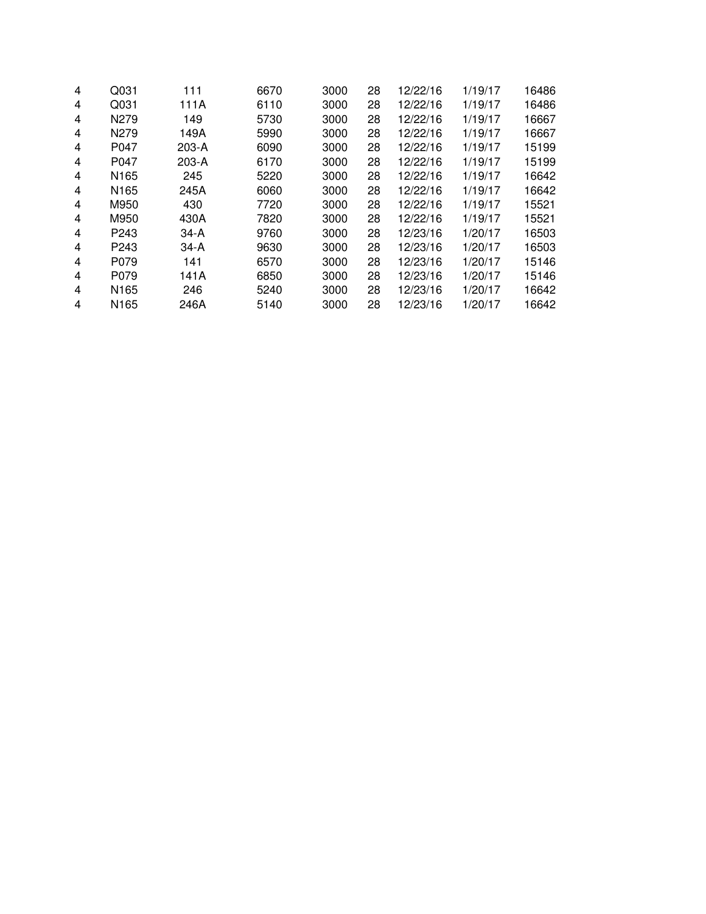| | | | | | | | | |
|---|---|---|---|---|---|---|---|---|
| 4 | Q031 | 111 | 6670 | 3000 | 28 | 12/22/16 | 1/19/17 | 16486 |
| 4 | Q031 | 111A | 6110 | 3000 | 28 | 12/22/16 | 1/19/17 | 16486 |
| 4 | N279 | 149 | 5730 | 3000 | 28 | 12/22/16 | 1/19/17 | 16667 |
| 4 | N279 | 149A | 5990 | 3000 | 28 | 12/22/16 | 1/19/17 | 16667 |
| 4 | P047 | 203-A | 6090 | 3000 | 28 | 12/22/16 | 1/19/17 | 15199 |
| 4 | P047 | 203-A | 6170 | 3000 | 28 | 12/22/16 | 1/19/17 | 15199 |
| 4 | N165 | 245 | 5220 | 3000 | 28 | 12/22/16 | 1/19/17 | 16642 |
| 4 | N165 | 245A | 6060 | 3000 | 28 | 12/22/16 | 1/19/17 | 16642 |
| 4 | M950 | 430 | 7720 | 3000 | 28 | 12/22/16 | 1/19/17 | 15521 |
| 4 | M950 | 430A | 7820 | 3000 | 28 | 12/22/16 | 1/19/17 | 15521 |
| 4 | P243 | 34-A | 9760 | 3000 | 28 | 12/23/16 | 1/20/17 | 16503 |
| 4 | P243 | 34-A | 9630 | 3000 | 28 | 12/23/16 | 1/20/17 | 16503 |
| 4 | P079 | 141 | 6570 | 3000 | 28 | 12/23/16 | 1/20/17 | 15146 |
| 4 | P079 | 141A | 6850 | 3000 | 28 | 12/23/16 | 1/20/17 | 15146 |
| 4 | N165 | 246 | 5240 | 3000 | 28 | 12/23/16 | 1/20/17 | 16642 |
| 4 | N165 | 246A | 5140 | 3000 | 28 | 12/23/16 | 1/20/17 | 16642 |